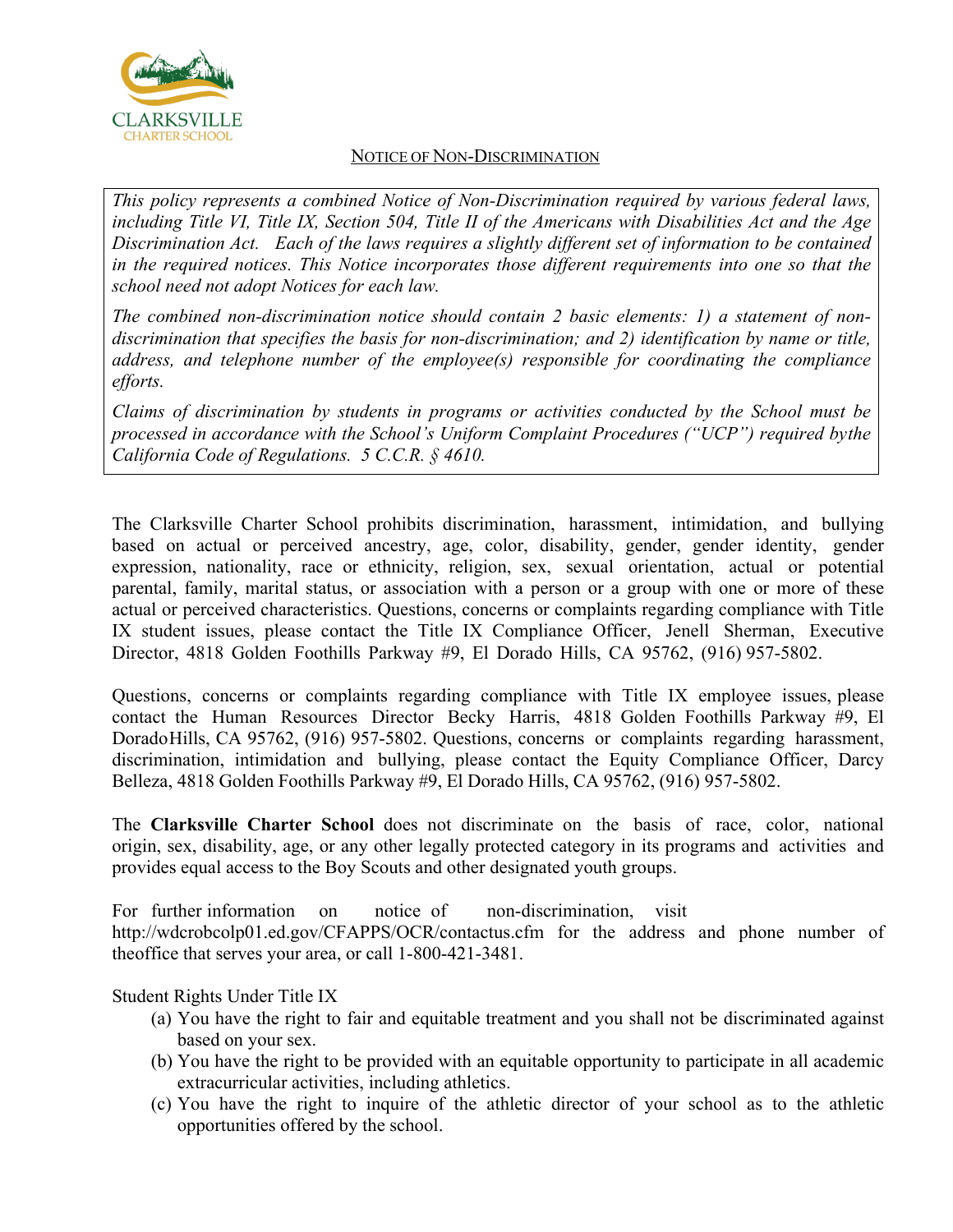CLARKSVILLE
CHARTER SCHOOL

# NOTICE OF NON-DISCRIMINATION

*This policy represents a combined Notice of Non-Discrimination required by various federal laws, including Title VI, Title IX, Section 504, Title II of the Americans with Disabilities Act and the Age Discrimination Act. Each of the laws requires a slightly different set of information to be contained in the required notices. This Notice incorporates those different requirements into one so that the school need not adopt Notices for each law.*

*The combined non-discrimination notice should contain 2 basic elements: 1) a statement of non-discrimination that specifies the basis for non-discrimination; and 2) identification by name or title, address, and telephone number of the employee(s) responsible for coordinating the compliance efforts.*

*Claims of discrimination by students in programs or activities conducted by the School must be processed in accordance with the School's Uniform Complaint Procedures ("UCP") required bythe California Code of Regulations. 5 C.C.R. § 4610.*

The Clarksville Charter School prohibits discrimination, harassment, intimidation, and bullying based on actual or perceived ancestry, age, color, disability, gender, gender identity, gender expression, nationality, race or ethnicity, religion, sex, sexual orientation, actual or potential parental, family, marital status, or association with a person or a group with one or more of these actual or perceived characteristics. Questions, concerns or complaints regarding compliance with Title IX student issues, please contact the Title IX Compliance Officer, Jenell Sherman, Executive Director, 4818 Golden Foothills Parkway #9, El Dorado Hills, CA 95762, (916) 957-5802.

Questions, concerns or complaints regarding compliance with Title IX employee issues, please contact the Human Resources Director Becky Harris, 4818 Golden Foothills Parkway #9, El DoradoHills, CA 95762, (916) 957-5802. Questions, concerns or complaints regarding harassment, discrimination, intimidation and bullying, please contact the Equity Compliance Officer, Darcy Belleza, 4818 Golden Foothills Parkway #9, El Dorado Hills, CA 95762, (916) 957-5802.

The **Clarksville Charter School** does not discriminate on the basis of race, color, national origin, sex, disability, age, or any other legally protected category in its programs and activities and provides equal access to the Boy Scouts and other designated youth groups.

For further information on notice of non-discrimination, visit http://wdcrobcolp01.ed.gov/CFAPPS/OCR/contactus.cfm for the address and phone number of theoffice that serves your area, or call 1-800-421-3481.

Student Rights Under Title IX

(a) You have the right to fair and equitable treatment and you shall not be discriminated against based on your sex.
(b) You have the right to be provided with an equitable opportunity to participate in all academic extracurricular activities, including athletics.
(c) You have the right to inquire of the athletic director of your school as to the athletic opportunities offered by the school.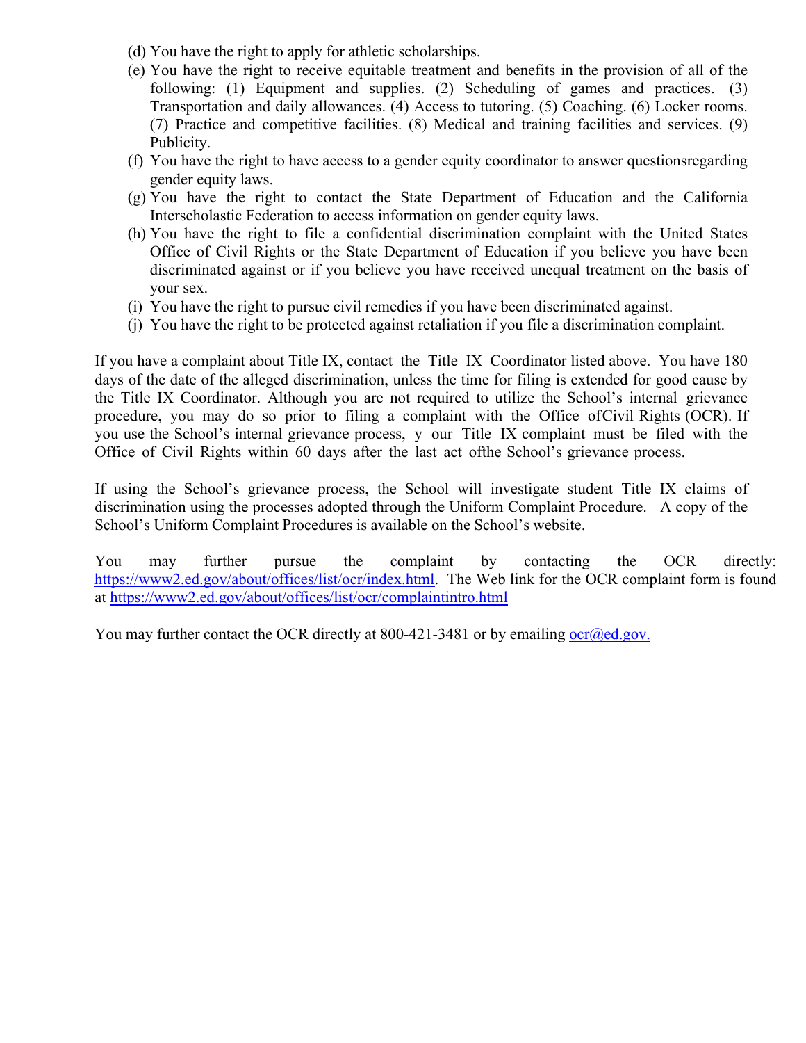(d) You have the right to apply for athletic scholarships.
(e) You have the right to receive equitable treatment and benefits in the provision of all of the following: (1) Equipment and supplies. (2) Scheduling of games and practices. (3) Transportation and daily allowances. (4) Access to tutoring. (5) Coaching. (6) Locker rooms. (7) Practice and competitive facilities. (8) Medical and training facilities and services. (9) Publicity.
(f) You have the right to have access to a gender equity coordinator to answer questionsregarding gender equity laws.
(g) You have the right to contact the State Department of Education and the California Interscholastic Federation to access information on gender equity laws.
(h) You have the right to file a confidential discrimination complaint with the United States Office of Civil Rights or the State Department of Education if you believe you have been discriminated against or if you believe you have received unequal treatment on the basis of your sex.
(i) You have the right to pursue civil remedies if you have been discriminated against.
(j) You have the right to be protected against retaliation if you file a discrimination complaint.

If you have a complaint about Title IX, contact the Title IX Coordinator listed above. You have 180 days of the date of the alleged discrimination, unless the time for filing is extended for good cause by the Title IX Coordinator. Although you are not required to utilize the School's internal grievance procedure, you may do so prior to filing a complaint with the Office ofCivil Rights (OCR). If you use the School's internal grievance process, y our Title IX complaint must be filed with the Office of Civil Rights within 60 days after the last act ofthe School's grievance process.

If using the School's grievance process, the School will investigate student Title IX claims of discrimination using the processes adopted through the Uniform Complaint Procedure. A copy of the School's Uniform Complaint Procedures is available on the School's website.

You may further pursue the complaint by contacting the OCR directly: https://www2.ed.gov/about/offices/list/ocr/index.html. The Web link for the OCR complaint form is found at https://www2.ed.gov/about/offices/list/ocr/complaintintro.html

You may further contact the OCR directly at 800-421-3481 or by emailing ocr@ed.gov.